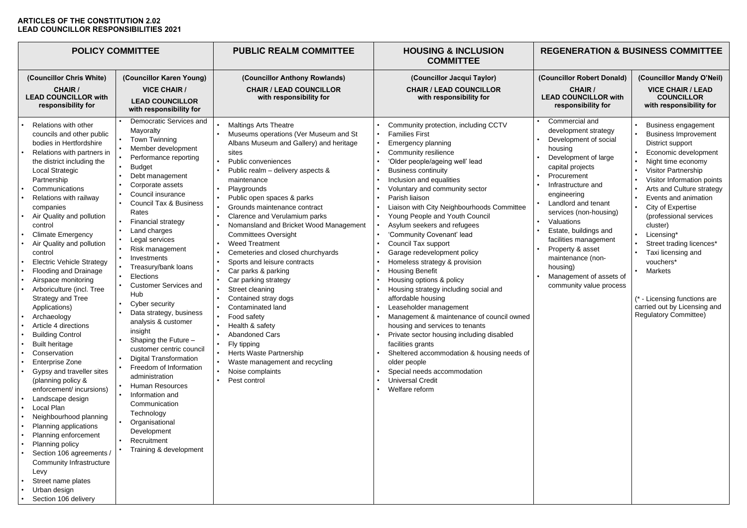**ARTICLES OF THE CONSTITUTION 2.02**
**LEAD COUNCILLOR RESPONSIBILITIES 2021**

| POLICY COMMITTEE | | PUBLIC REALM COMMITTEE | HOUSING & INCLUSION COMMITTEE | REGENERATION & BUSINESS COMMITTEE | |
|---|---|---|---|---|---|
| **(Councillor Chris White)** **CHAIR / LEAD COUNCILLOR with responsibility for** | **(Councillor Karen Young)** **VICE CHAIR / LEAD COUNCILLOR with responsibility for** | **(Councillor Anthony Rowlands)** **CHAIR / LEAD COUNCILLOR with responsibility for** | **(Councillor Jacqui Taylor)** **CHAIR / LEAD COUNCILLOR with responsibility for** | **(Councillor Robert Donald)** **CHAIR / LEAD COUNCILLOR with responsibility for** | **(Councillor Mandy O'Neil)** **VICE CHAIR / LEAD COUNCILLOR with responsibility for** |
| • Relations with other councils and other public bodies in Hertfordshire<br>• Relations with partners in the district including the Local Strategic Partnership<br>• Communications<br>• Relations with railway companies<br>• Air Quality and pollution control<br>• Climate Emergency<br>• Air Quality and pollution control<br>• Electric Vehicle Strategy<br>• Flooding and Drainage<br>• Airspace monitoring<br>• Arboriculture (incl. Tree Strategy and Tree Applications)<br>• Archaeology<br>• Article 4 directions<br>• Building Control<br>• Built heritage<br>• Conservation<br>• Enterprise Zone<br>• Gypsy and traveller sites (planning policy & enforcement/ incursions)<br>• Landscape design<br>• Local Plan<br>• Neighbourhood planning<br>• Planning applications<br>• Planning enforcement<br>• Planning policy<br>• Section 106 agreements / Community Infrastructure Levy<br>• Street name plates<br>• Urban design<br>• Section 106 delivery | • Democratic Services and Mayoralty<br>• Town Twinning<br>• Member development<br>• Performance reporting<br>• Budget<br>• Debt management<br>• Corporate assets<br>• Council insurance<br>• Council Tax & Business Rates<br>• Financial strategy<br>• Land charges<br>• Legal services<br>• Risk management<br>• Investments<br>• Treasury/bank loans<br>• Elections<br>• Customer Services and Hub<br>• Cyber security<br>• Data strategy, business analysis & customer insight<br>• Shaping the Future – customer centric council<br>• Digital Transformation<br>• Freedom of Information administration<br>• Human Resources<br>• Information and Communication Technology<br>• Organisational Development<br>• Recruitment<br>• Training & development | • Maltings Arts Theatre<br>• Museums operations (Ver Museum and St Albans Museum and Gallery) and heritage sites<br>• Public conveniences<br>• Public realm – delivery aspects & maintenance<br>• Playgrounds<br>• Public open spaces & parks<br>• Grounds maintenance contract<br>• Clarence and Verulamium parks<br>• Nomansland and Bricket Wood Management Committees Oversight<br>• Weed Treatment<br>• Cemeteries and closed churchyards<br>• Sports and leisure contracts<br>• Car parks & parking<br>• Car parking strategy<br>• Street cleaning<br>• Contained stray dogs<br>• Contaminated land<br>• Food safety<br>• Health & safety<br>• Abandoned Cars<br>• Fly tipping<br>• Herts Waste Partnership<br>• Waste management and recycling<br>• Noise complaints<br>• Pest control | • Community protection, including CCTV<br>• Families First<br>• Emergency planning<br>• Community resilience<br>• 'Older people/ageing well' lead<br>• Business continuity<br>• Inclusion and equalities<br>• Voluntary and community sector<br>• Parish liaison<br>• Liaison with City Neighbourhoods Committee<br>• Young People and Youth Council<br>• Asylum seekers and refugees<br>• 'Community Covenant' lead<br>• Council Tax support<br>• Garage redevelopment policy<br>• Homeless strategy & provision<br>• Housing Benefit<br>• Housing options & policy<br>• Housing strategy including social and affordable housing<br>• Leaseholder management<br>• Management & maintenance of council owned housing and services to tenants<br>• Private sector housing including disabled facilities grants<br>• Sheltered accommodation & housing needs of older people<br>• Special needs accommodation<br>• Universal Credit<br>• Welfare reform | • Commercial and development strategy<br>• Development of social housing<br>• Development of large capital projects<br>• Procurement<br>• Infrastructure and engineering<br>• Landlord and tenant services (non-housing)<br>• Valuations<br>• Estate, buildings and facilities management<br>• Property & asset maintenance (non-housing)<br>• Management of assets of community value process | • Business engagement<br>• Business Improvement District support<br>• Economic development<br>• Night time economy<br>• Visitor Partnership<br>• Visitor Information points<br>• Arts and Culture strategy<br>• Events and animation<br>• City of Expertise (professional services cluster)<br>• Licensing*<br>• Street trading licences*<br>• Taxi licensing and vouchers*<br>• Markets<br><br>(* - Licensing functions are carried out by Licensing and Regulatory Committee) |